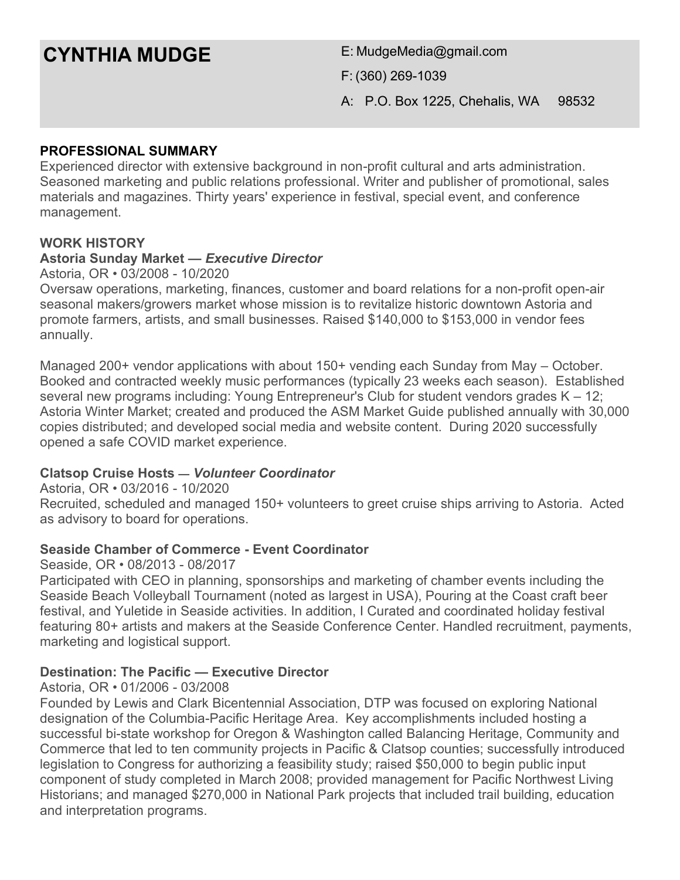# CYNTHIA MUDGE

E: MudgeMedia@gmail.com

F: (360) 269-1039

A: P.O. Box 1225, Chehalis, WA 98532

## PROFESSIONAL SUMMARY

Experienced director with extensive background in non-profit cultural and arts administration. Seasoned marketing and public relations professional. Writer and publisher of promotional, sales materials and magazines. Thirty years' experience in festival, special event, and conference management.

## WORK HISTORY

### Astoria Sunday Market — *Executive Director*

Astoria, OR • 03/2008 - 10/2020

Oversaw operations, marketing, finances, customer and board relations for a non-profit open-air seasonal makers/growers market whose mission is to revitalize historic downtown Astoria and promote farmers, artists, and small businesses. Raised $140,000 to $153,000 in vendor fees annually.

Managed 200+ vendor applications with about 150+ vending each Sunday from May – October. Booked and contracted weekly music performances (typically 23 weeks each season). Established several new programs including: Young Entrepreneur's Club for student vendors grades K – 12; Astoria Winter Market; created and produced the ASM Market Guide published annually with 30,000 copies distributed; and developed social media and website content. During 2020 successfully opened a safe COVID market experience.

### Clatsop Cruise Hosts — *Volunteer Coordinator*

Astoria, OR • 03/2016 - 10/2020

Recruited, scheduled and managed 150+ volunteers to greet cruise ships arriving to Astoria. Acted as advisory to board for operations.

### Seaside Chamber of Commerce - Event Coordinator

Seaside, OR • 08/2013 - 08/2017

Participated with CEO in planning, sponsorships and marketing of chamber events including the Seaside Beach Volleyball Tournament (noted as largest in USA), Pouring at the Coast craft beer festival, and Yuletide in Seaside activities. In addition, I Curated and coordinated holiday festival featuring 80+ artists and makers at the Seaside Conference Center. Handled recruitment, payments, marketing and logistical support.

### Destination: The Pacific — Executive Director

Astoria, OR • 01/2006 - 03/2008

Founded by Lewis and Clark Bicentennial Association, DTP was focused on exploring National designation of the Columbia-Pacific Heritage Area. Key accomplishments included hosting a successful bi-state workshop for Oregon & Washington called Balancing Heritage, Community and Commerce that led to ten community projects in Pacific & Clatsop counties; successfully introduced legislation to Congress for authorizing a feasibility study; raised $50,000 to begin public input component of study completed in March 2008; provided management for Pacific Northwest Living Historians; and managed $270,000 in National Park projects that included trail building, education and interpretation programs.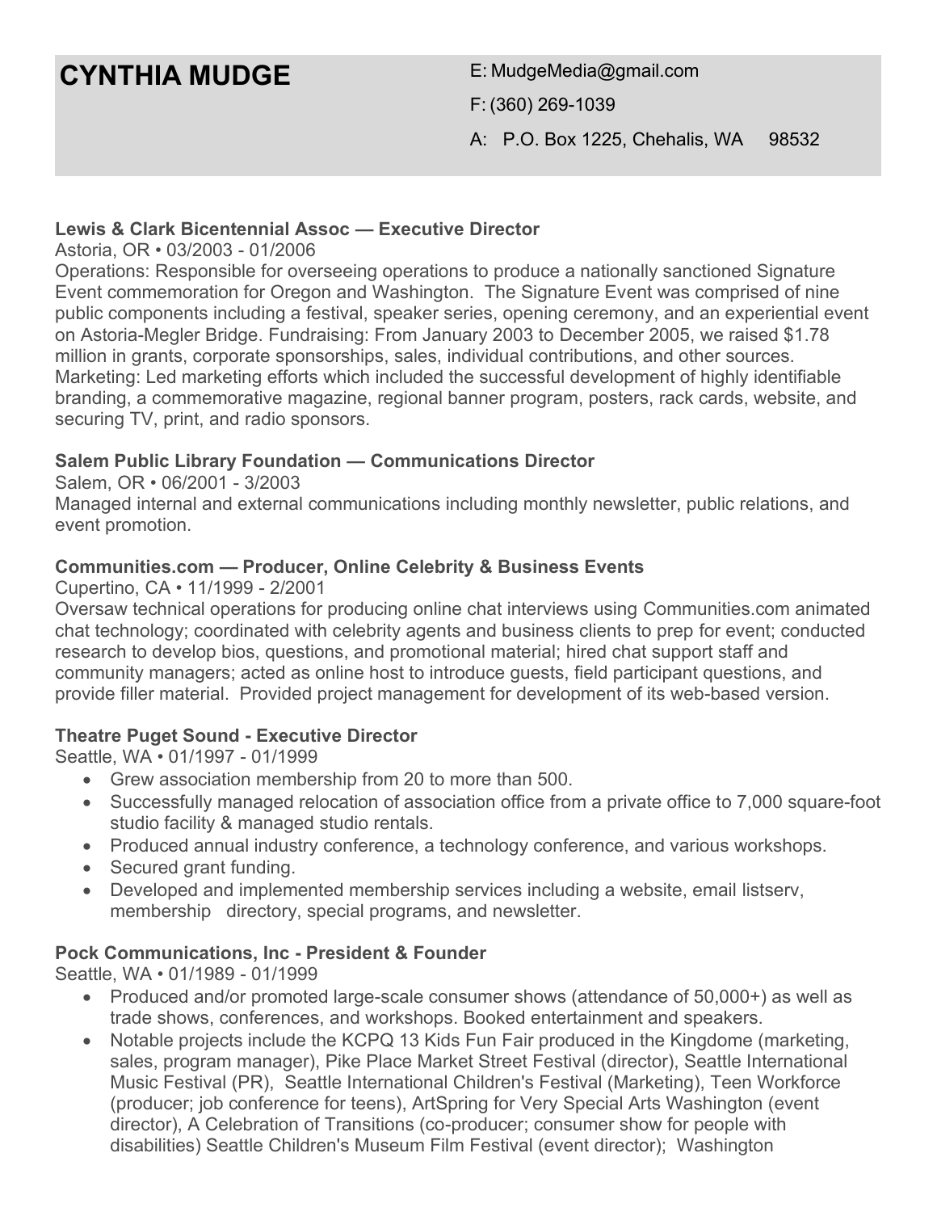# CYNTHIA MUDGE

E: MudgeMedia@gmail.com

F: (360) 269-1039

A: P.O. Box 1225, Chehalis, WA 98532

**Lewis & Clark Bicentennial Assoc — Executive Director**
Astoria, OR • 03/2003 - 01/2006
Operations: Responsible for overseeing operations to produce a nationally sanctioned Signature Event commemoration for Oregon and Washington. The Signature Event was comprised of nine public components including a festival, speaker series, opening ceremony, and an experiential event on Astoria-Megler Bridge. Fundraising: From January 2003 to December 2005, we raised $1.78 million in grants, corporate sponsorships, sales, individual contributions, and other sources. Marketing: Led marketing efforts which included the successful development of highly identifiable branding, a commemorative magazine, regional banner program, posters, rack cards, website, and securing TV, print, and radio sponsors.

**Salem Public Library Foundation — Communications Director**
Salem, OR • 06/2001 - 3/2003
Managed internal and external communications including monthly newsletter, public relations, and event promotion.

**Communities.com — Producer, Online Celebrity & Business Events**
Cupertino, CA • 11/1999 - 2/2001
Oversaw technical operations for producing online chat interviews using Communities.com animated chat technology; coordinated with celebrity agents and business clients to prep for event; conducted research to develop bios, questions, and promotional material; hired chat support staff and community managers; acted as online host to introduce guests, field participant questions, and provide filler material. Provided project management for development of its web-based version.

**Theatre Puget Sound - Executive Director**
Seattle, WA • 01/1997 - 01/1999

- Grew association membership from 20 to more than 500.
- Successfully managed relocation of association office from a private office to 7,000 square-foot studio facility & managed studio rentals.
- Produced annual industry conference, a technology conference, and various workshops.
- Secured grant funding.
- Developed and implemented membership services including a website, email listserv, membership directory, special programs, and newsletter.

**Pock Communications, Inc - President & Founder**
Seattle, WA • 01/1989 - 01/1999

- Produced and/or promoted large-scale consumer shows (attendance of 50,000+) as well as trade shows, conferences, and workshops. Booked entertainment and speakers.
- Notable projects include the KCPQ 13 Kids Fun Fair produced in the Kingdome (marketing, sales, program manager), Pike Place Market Street Festival (director), Seattle International Music Festival (PR), Seattle International Children's Festival (Marketing), Teen Workforce (producer; job conference for teens), ArtSpring for Very Special Arts Washington (event director), A Celebration of Transitions (co-producer; consumer show for people with disabilities) Seattle Children's Museum Film Festival (event director); Washington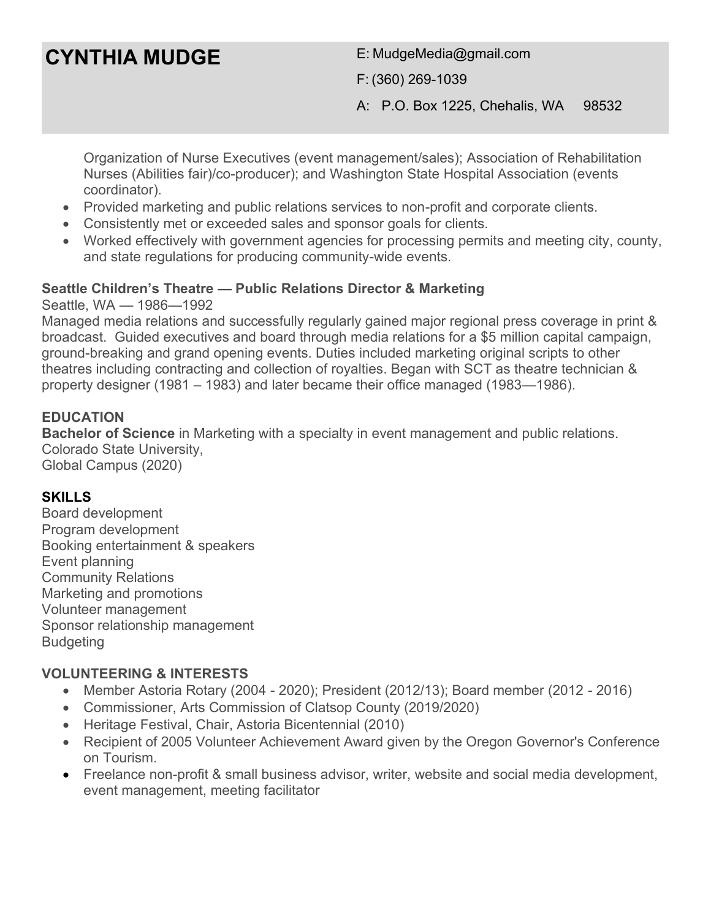# CYNTHIA MUDGE

E: MudgeMedia@gmail.com

F: (360) 269-1039

A: P.O. Box 1225, Chehalis, WA 98532

Organization of Nurse Executives (event management/sales); Association of Rehabilitation Nurses (Abilities fair)/co-producer); and Washington State Hospital Association (events coordinator).

- Provided marketing and public relations services to non-profit and corporate clients.
- Consistently met or exceeded sales and sponsor goals for clients.
- Worked effectively with government agencies for processing permits and meeting city, county, and state regulations for producing community-wide events.

**Seattle Children's Theatre — Public Relations Director & Marketing**
Seattle, WA — 1986—1992
Managed media relations and successfully regularly gained major regional press coverage in print & broadcast. Guided executives and board through media relations for a $5 million capital campaign, ground-breaking and grand opening events. Duties included marketing original scripts to other theatres including contracting and collection of royalties. Began with SCT as theatre technician & property designer (1981 – 1983) and later became their office managed (1983—1986).

## EDUCATION

**Bachelor of Science** in Marketing with a specialty in event management and public relations.
Colorado State University,
Global Campus (2020)

## SKILLS

Board development
Program development
Booking entertainment & speakers
Event planning
Community Relations
Marketing and promotions
Volunteer management
Sponsor relationship management
Budgeting

## VOLUNTEERING & INTERESTS

- Member Astoria Rotary (2004 - 2020); President (2012/13); Board member (2012 - 2016)
- Commissioner, Arts Commission of Clatsop County (2019/2020)
- Heritage Festival, Chair, Astoria Bicentennial (2010)
- Recipient of 2005 Volunteer Achievement Award given by the Oregon Governor's Conference on Tourism.
- Freelance non-profit & small business advisor, writer, website and social media development, event management, meeting facilitator